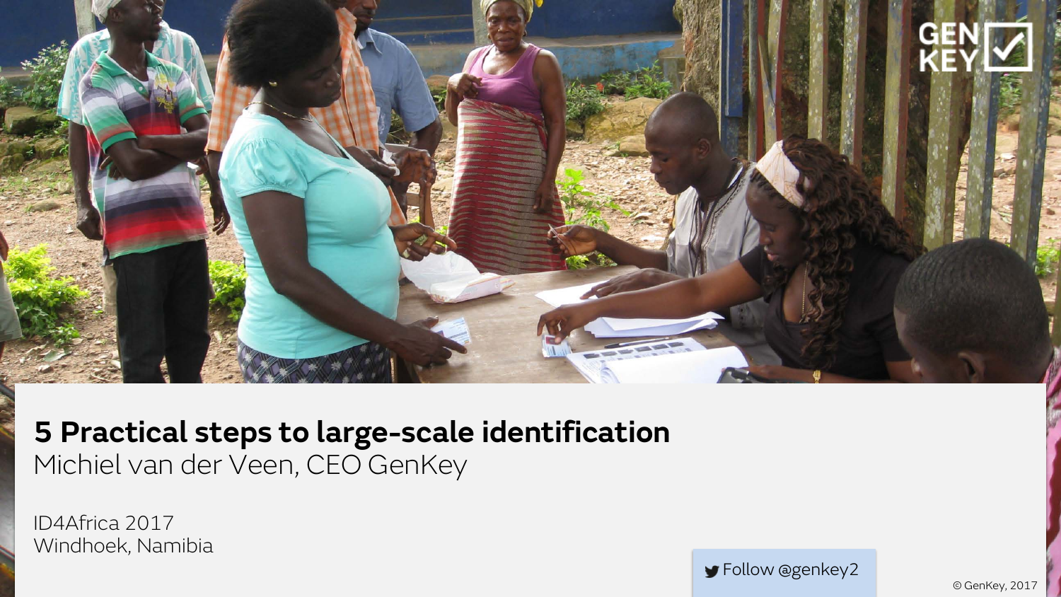GEN KEY

# 5 Practical steps to large-scale identification

Michiel van der Veen, CEO GenKey

ID4Africa 2017
Windhoek, Namibia

Follow @genkey2

© GenKey, 2017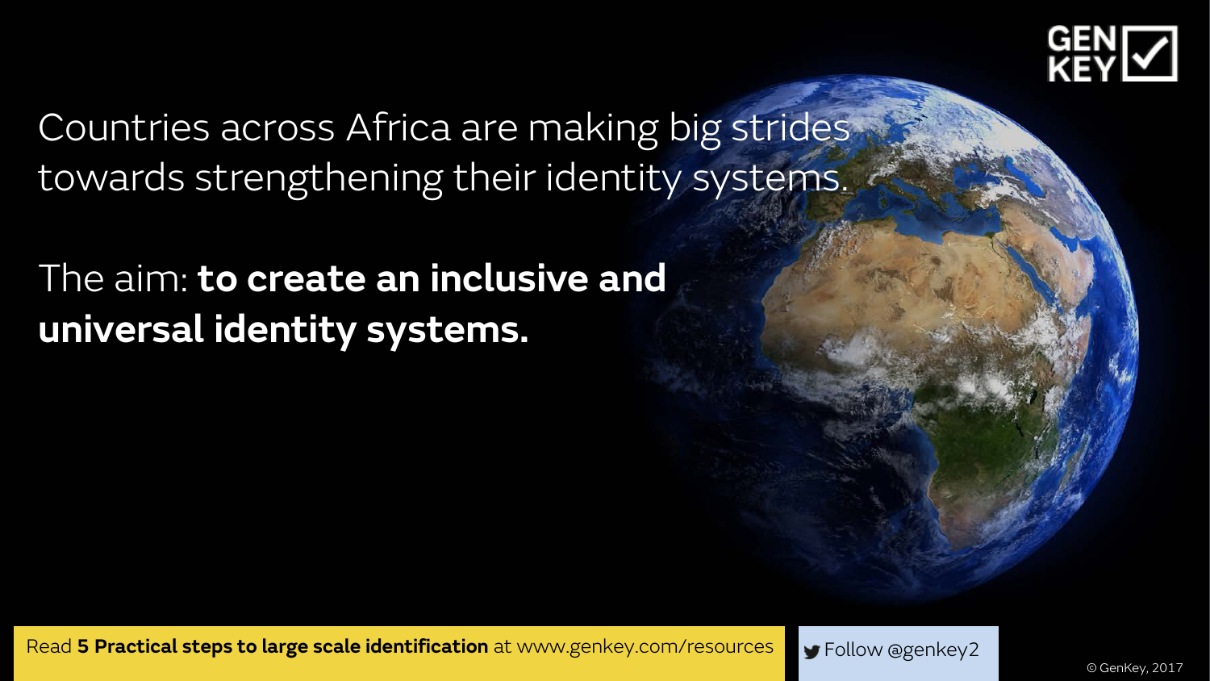Countries across Africa are making big strides towards strengthening their identity systems.

The aim: **to create an inclusive and universal identity systems.**

Read **5 Practical steps to large scale identification** at www.genkey.com/resources

Follow @genkey2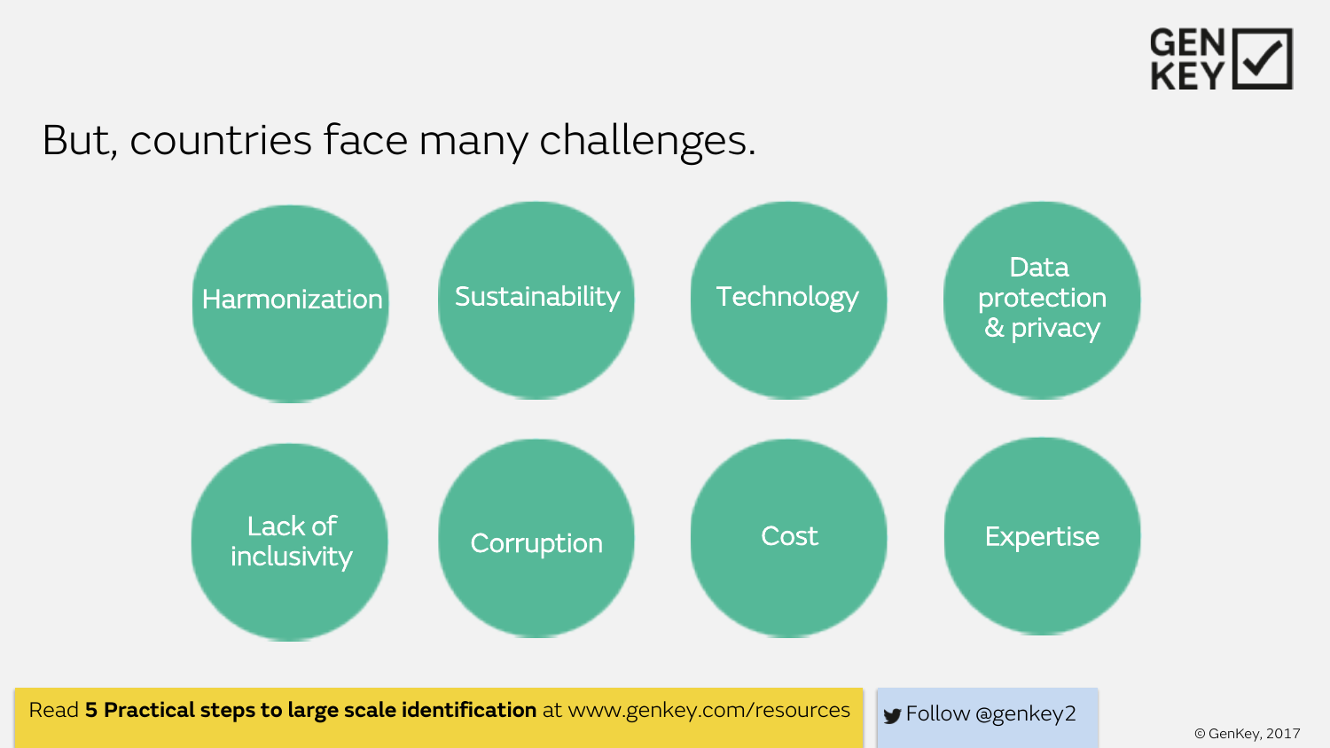# But, countries face many challenges.

- Harmonization
- Sustainability
- Technology
- Data protection & privacy
- Lack of inclusivity
- Corruption
- Cost
- Expertise

Read **5 Practical steps to large scale identification** at www.genkey.com/resources

Follow @genkey2

© GenKey, 2017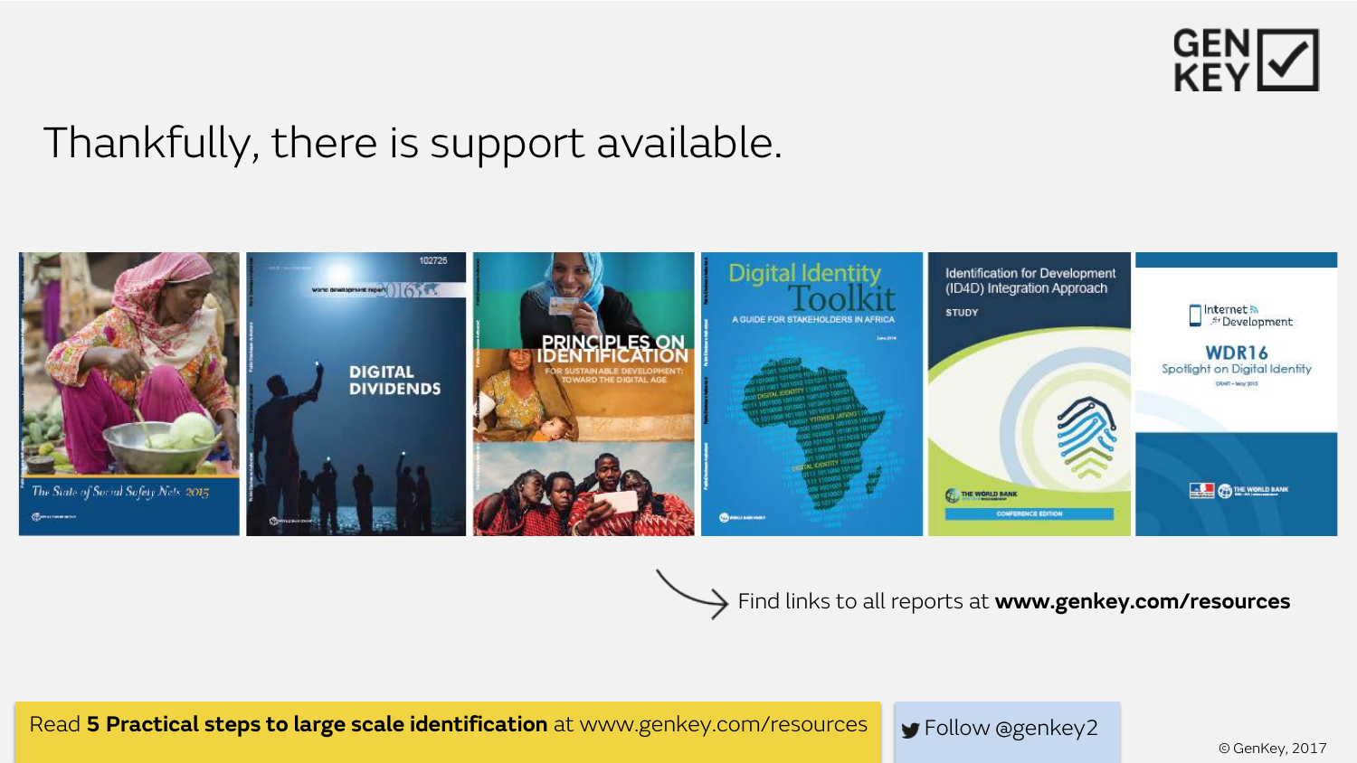# Thankfully, there is support available.

The State of Social Safety Nets 2015

DIGITAL DIVIDENDS

PRINCIPLES ON IDENTIFICATION FOR SUSTAINABLE DEVELOPMENT: TOWARD THE DIGITAL AGE

Digital Identity Toolkit — A GUIDE FOR STAKEHOLDERS IN AFRICA

Identification for Development (ID4D) Integration Approach — STUDY

Internet for Development — WDR16 Spotlight on Digital Identity

Find links to all reports at **www.genkey.com/resources**

Read **5 Practical steps to large scale identification** at www.genkey.com/resources

Follow @genkey2

© GenKey, 2017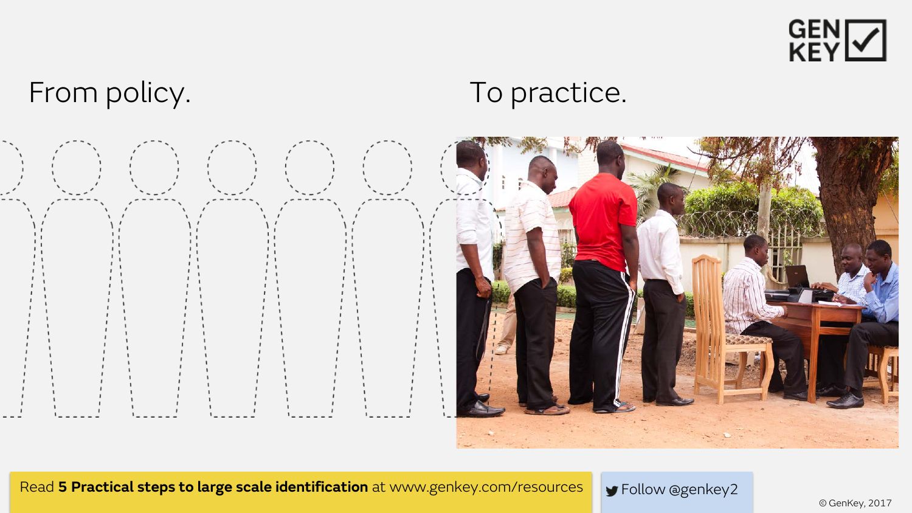From policy.

To practice.

Read **5 Practical steps to large scale identification** at www.genkey.com/resources

Follow @genkey2

© GenKey, 2017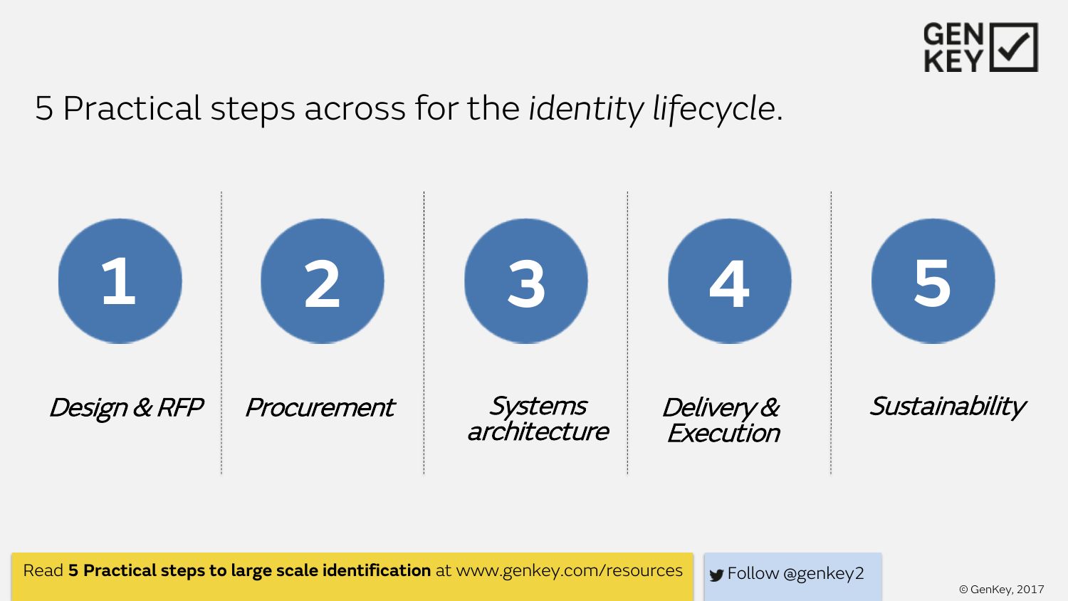# 5 Practical steps across for the *identity lifecycle*.

1. *Design & RFP*
2. *Procurement*
3. *Systems architecture*
4. *Delivery & Execution*
5. *Sustainability*

Read **5 Practical steps to large scale identification** at www.genkey.com/resources

Follow @genkey2

© GenKey, 2017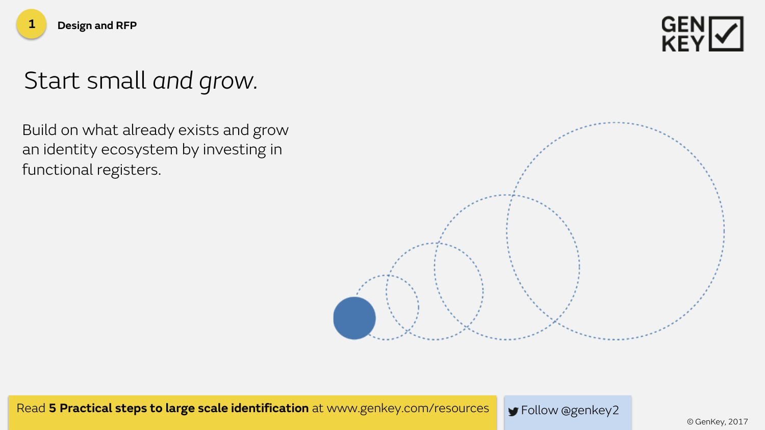1 **Design and RFP**

# Start small *and grow.*

Build on what already exists and grow an identity ecosystem by investing in functional registers.

Read **5 Practical steps to large scale identification** at www.genkey.com/resources

Follow @genkey2

© GenKey, 2017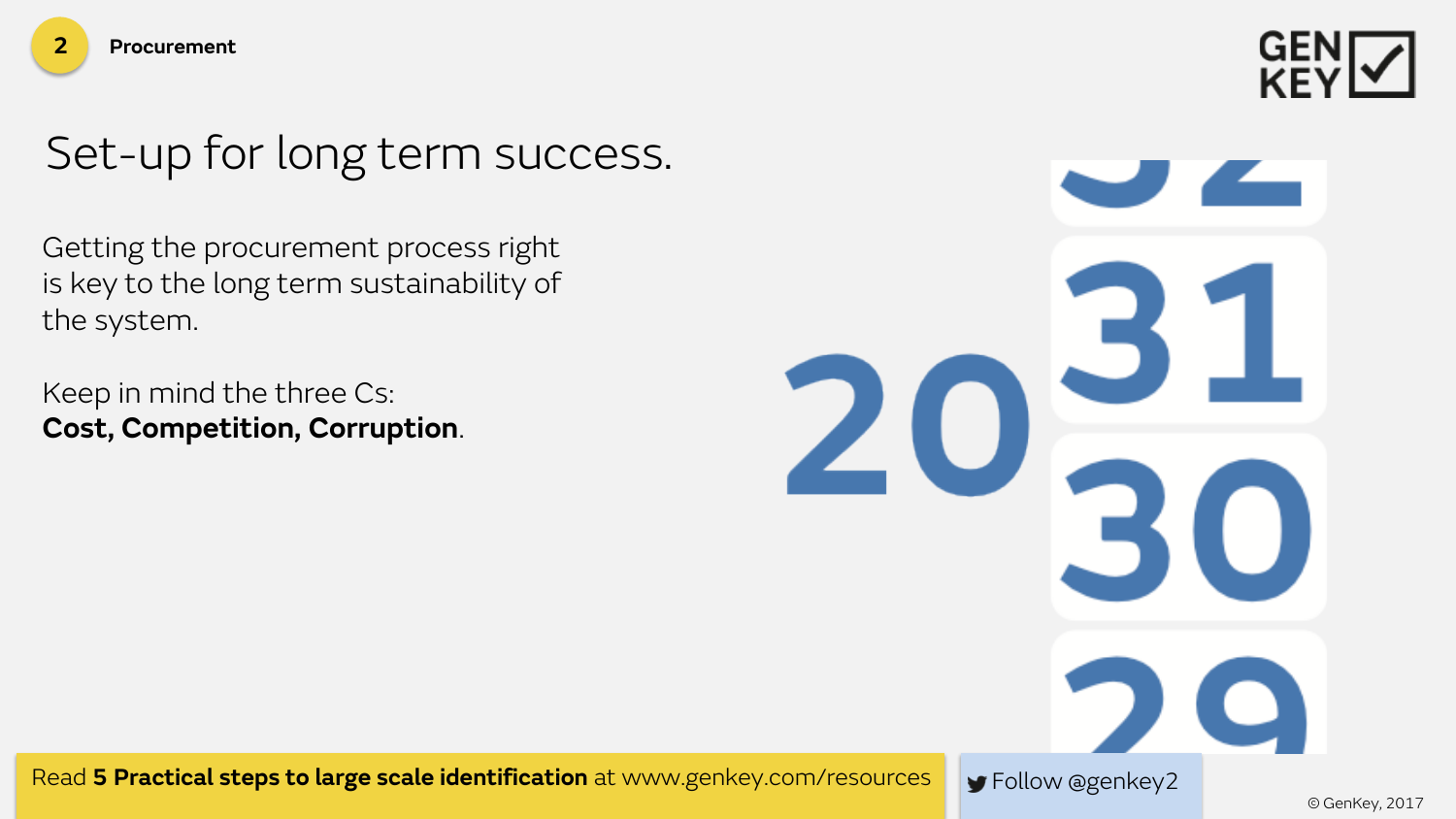2 **Procurement**

# Set-up for long term success.

Getting the procurement process right is key to the long term sustainability of the system.

Keep in mind the three Cs:
**Cost, Competition, Corruption**.

20 31 30 29

Read **5 Practical steps to large scale identification** at www.genkey.com/resources

Follow @genkey2

© GenKey, 2017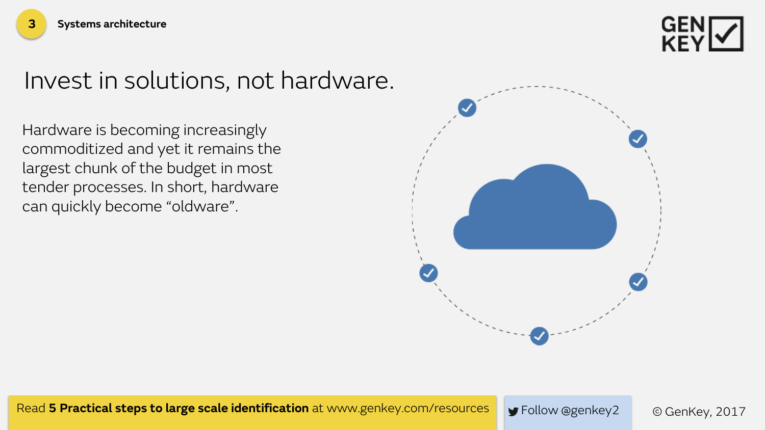3 **Systems architecture**

# Invest in solutions, not hardware.

Hardware is becoming increasingly commoditized and yet it remains the largest chunk of the budget in most tender processes. In short, hardware can quickly become “oldware”.

Read **5 Practical steps to large scale identification** at www.genkey.com/resources

Follow @genkey2

© GenKey, 2017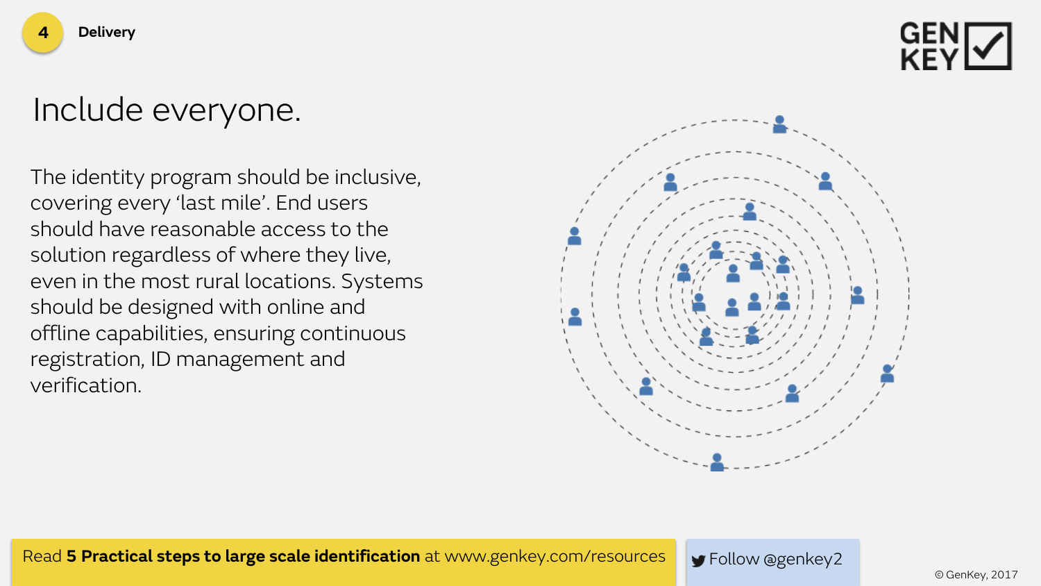4 **Delivery**

# Include everyone.

The identity program should be inclusive, covering every ‘last mile’. End users should have reasonable access to the solution regardless of where they live, even in the most rural locations. Systems should be designed with online and offline capabilities, ensuring continuous registration, ID management and verification.

Read **5 Practical steps to large scale identification** at www.genkey.com/resources

Follow @genkey2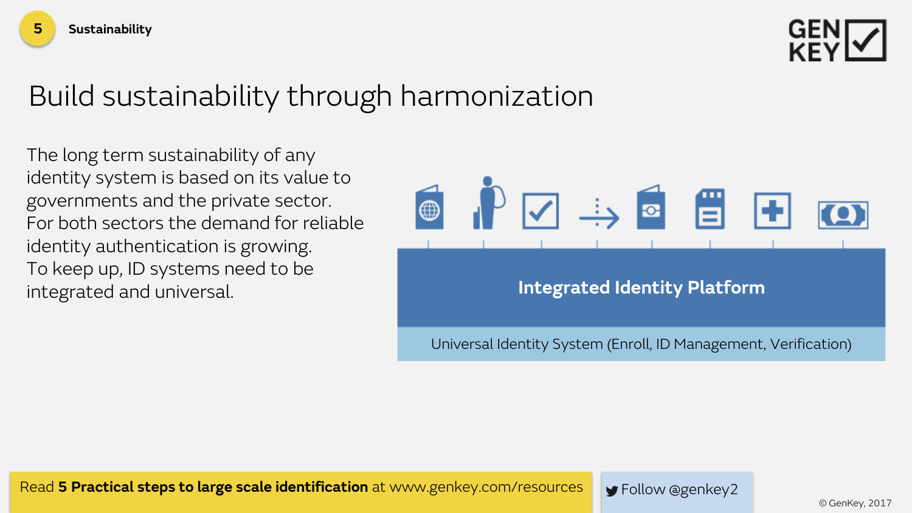5 **Sustainability**

# Build sustainability through harmonization

The long term sustainability of any identity system is based on its value to governments and the private sector. For both sectors the demand for reliable identity authentication is growing. To keep up, ID systems need to be integrated and universal.

**Integrated Identity Platform**

Universal Identity System (Enroll, ID Management, Verification)

Read **5 Practical steps to large scale identification** at www.genkey.com/resources

Follow @genkey2

© GenKey, 2017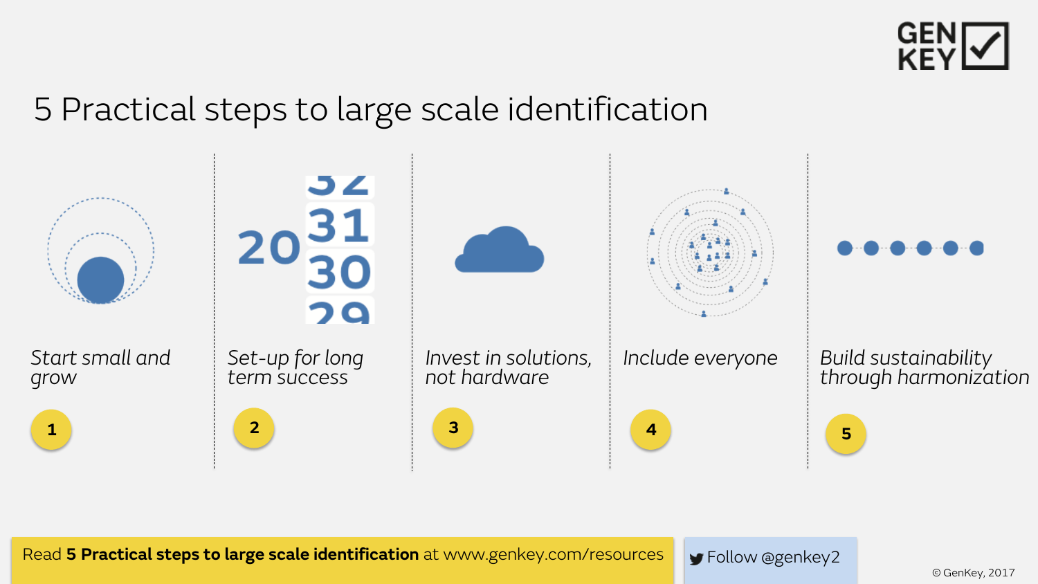# 5 Practical steps to large scale identification

1. *Start small and grow*
2. *Set-up for long term success*
3. *Invest in solutions, not hardware*
4. *Include everyone*
5. *Build sustainability through harmonization*

Read **5 Practical steps to large scale identification** at www.genkey.com/resources

Follow @genkey2

© GenKey, 2017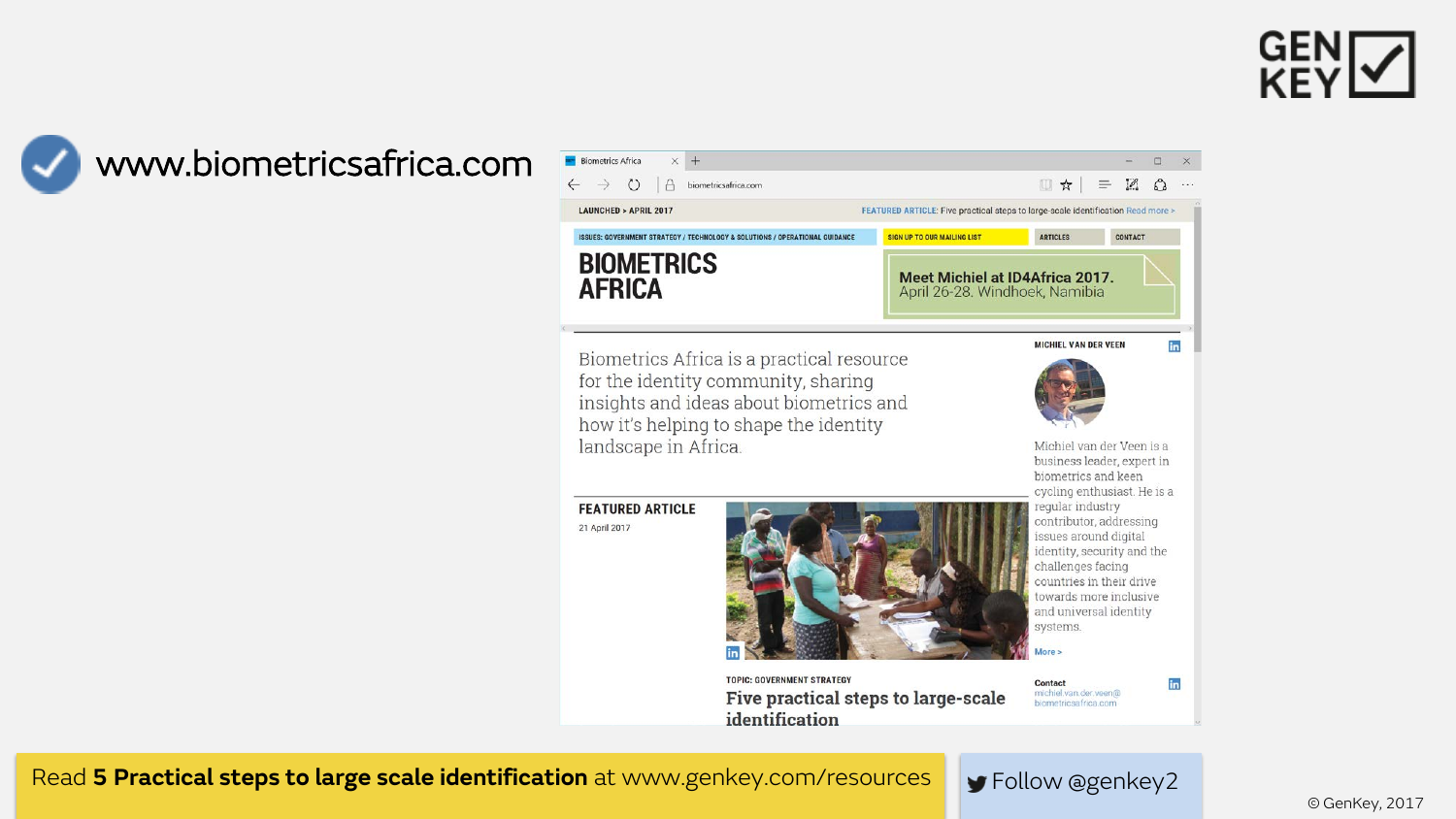GEN KEY

www.biometricsafrica.com

Biometrics Africa

biometricsafrica.com

LAUNCHED > APRIL 2017

FEATURED ARTICLE: Five practical steps to large-scale identification Read more >

ISSUES: GOVERNMENT STRATEGY / TECHNOLOGY & SOLUTIONS / OPERATIONAL GUIDANCE

SIGN UP TO OUR MAILING LIST

ARTICLES

CONTACT

# BIOMETRICS AFRICA

**Meet Michiel at ID4Africa 2017.**
April 26-28. Windhoek, Namibia

Biometrics Africa is a practical resource for the identity community, sharing insights and ideas about biometrics and how it's helping to shape the identity landscape in Africa.

MICHIEL VAN DER VEEN

Michiel van der Veen is a business leader, expert in biometrics and keen cycling enthusiast. He is a regular industry contributor, addressing issues around digital identity, security and the challenges facing countries in their drive towards more inclusive and universal identity systems.

More >

**FEATURED ARTICLE**

21 April 2017

TOPIC: GOVERNMENT STRATEGY

**Five practical steps to large-scale identification**

Contact
michiel.van.der.veen@biometricsafrica.com

Read **5 Practical steps to large scale identification** at www.genkey.com/resources

Follow @genkey2

© GenKey, 2017